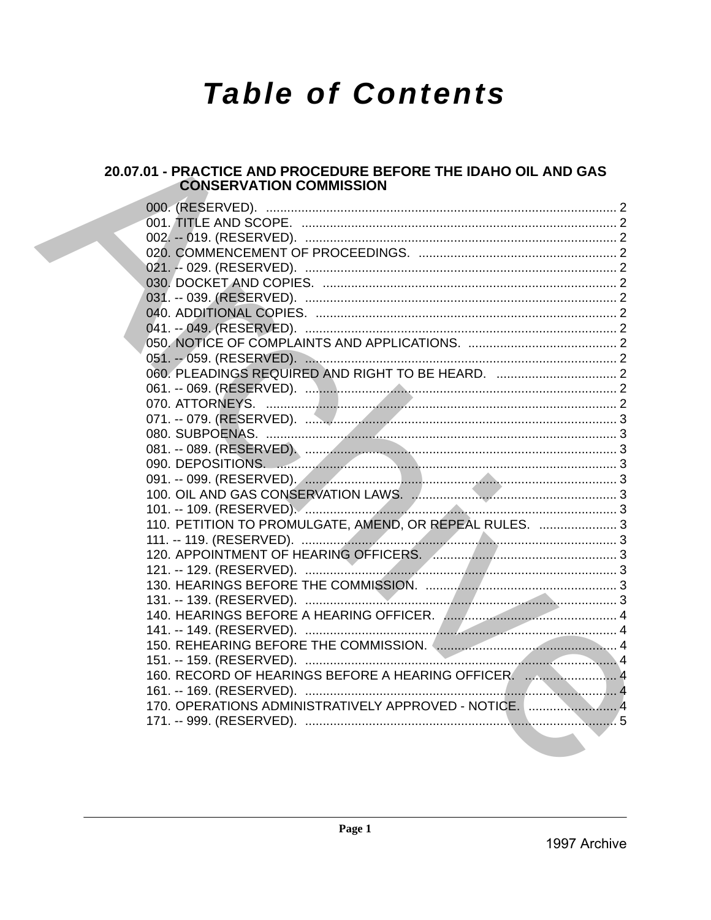# Table of Contents

## 20.07.01 - PRACTICE AND PROCEDURE BEFORE THE IDAHO OIL AND GAS CONSERVATION COMMISSION

000. (RESERVED). .......... 2
001. TITLE AND SCOPE. .......... 2
002. -- 019. (RESERVED). .......... 2
020. COMMENCEMENT OF PROCEEDINGS. .......... 2
021. -- 029. (RESERVED). .......... 2
030. DOCKET AND COPIES. .......... 2
031. -- 039. (RESERVED). .......... 2
040. ADDITIONAL COPIES. .......... 2
041. -- 049. (RESERVED). .......... 2
050. NOTICE OF COMPLAINTS AND APPLICATIONS. .......... 2
051. -- 059. (RESERVED). .......... 2
060. PLEADINGS REQUIRED AND RIGHT TO BE HEARD. .......... 2
061. -- 069. (RESERVED). .......... 2
070. ATTORNEYS. .......... 2
071. -- 079. (RESERVED). .......... 3
080. SUBPOENAS. .......... 3
081. -- 089. (RESERVED). .......... 3
090. DEPOSITIONS. .......... 3
091. -- 099. (RESERVED). .......... 3
100. OIL AND GAS CONSERVATION LAWS. .......... 3
101. -- 109. (RESERVED). .......... 3
110. PETITION TO PROMULGATE, AMEND, OR REPEAL RULES. .......... 3
111. -- 119. (RESERVED). .......... 3
120. APPOINTMENT OF HEARING OFFICERS. .......... 3
121. -- 129. (RESERVED). .......... 3
130. HEARINGS BEFORE THE COMMISSION. .......... 3
131. -- 139. (RESERVED). .......... 3
140. HEARINGS BEFORE A HEARING OFFICER. .......... 4
141. -- 149. (RESERVED). .......... 4
150. REHEARING BEFORE THE COMMISSION. .......... 4
151. -- 159. (RESERVED). .......... 4
160. RECORD OF HEARINGS BEFORE A HEARING OFFICER. .......... 4
161. -- 169. (RESERVED). .......... 4
170. OPERATIONS ADMINISTRATIVELY APPROVED - NOTICE. .......... 4
171. -- 999. (RESERVED). .......... 5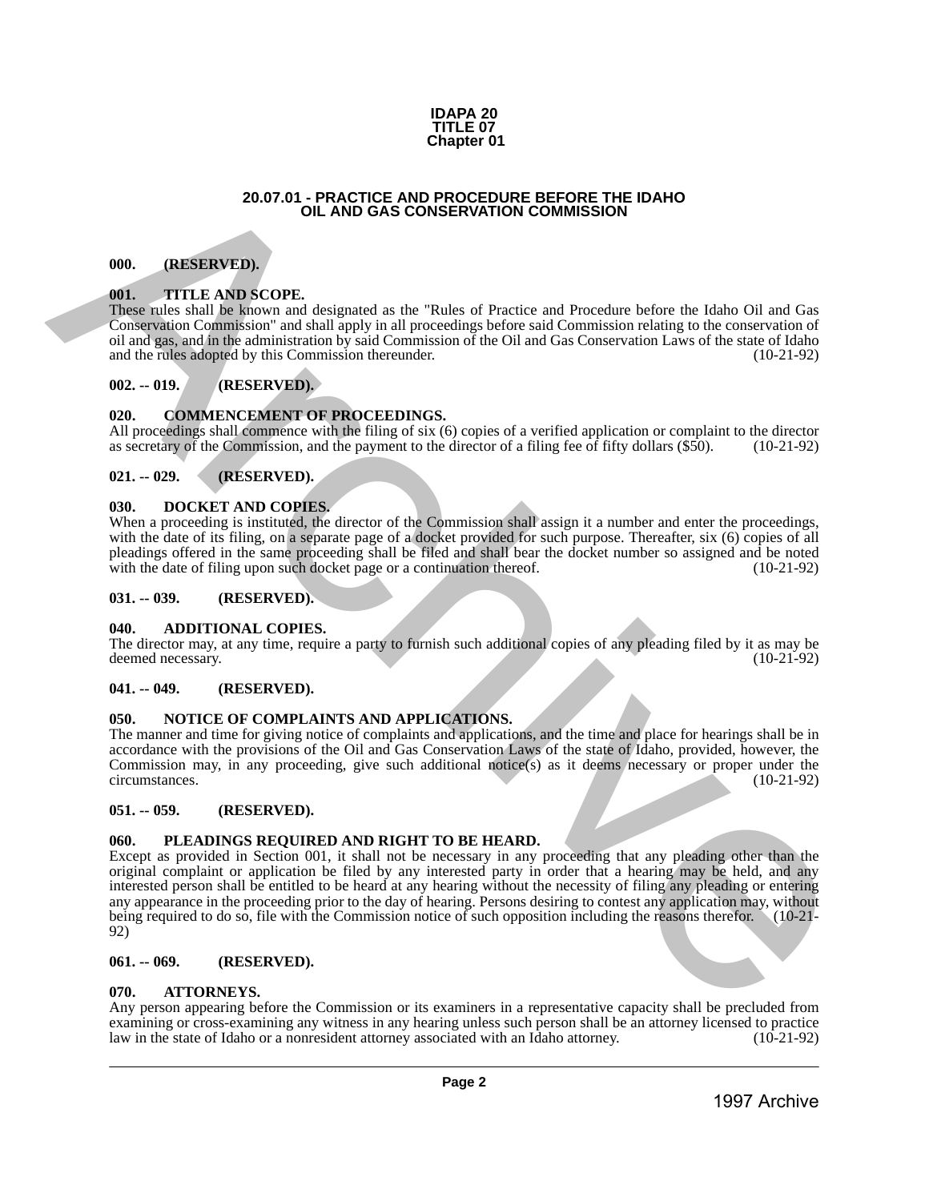**IDAPA 20**
**TITLE 07**
**Chapter 01**

## 20.07.01 - PRACTICE AND PROCEDURE BEFORE THE IDAHO OIL AND GAS CONSERVATION COMMISSION

### 000. (RESERVED).

### 001. TITLE AND SCOPE.

These rules shall be known and designated as the "Rules of Practice and Procedure before the Idaho Oil and Gas Conservation Commission" and shall apply in all proceedings before said Commission relating to the conservation of oil and gas, and in the administration by said Commission of the Oil and Gas Conservation Laws of the state of Idaho and the rules adopted by this Commission thereunder. (10-21-92)

### 002. -- 019. (RESERVED).

### 020. COMMENCEMENT OF PROCEEDINGS.

All proceedings shall commence with the filing of six (6) copies of a verified application or complaint to the director as secretary of the Commission, and the payment to the director of a filing fee of fifty dollars ($50). (10-21-92)

### 021. -- 029. (RESERVED).

### 030. DOCKET AND COPIES.

When a proceeding is instituted, the director of the Commission shall assign it a number and enter the proceedings, with the date of its filing, on a separate page of a docket provided for such purpose. Thereafter, six (6) copies of all pleadings offered in the same proceeding shall be filed and shall bear the docket number so assigned and be noted with the date of filing upon such docket page or a continuation thereof. (10-21-92)

### 031. -- 039. (RESERVED).

### 040. ADDITIONAL COPIES.

The director may, at any time, require a party to furnish such additional copies of any pleading filed by it as may be deemed necessary. (10-21-92)

### 041. -- 049. (RESERVED).

### 050. NOTICE OF COMPLAINTS AND APPLICATIONS.

The manner and time for giving notice of complaints and applications, and the time and place for hearings shall be in accordance with the provisions of the Oil and Gas Conservation Laws of the state of Idaho, provided, however, the Commission may, in any proceeding, give such additional notice(s) as it deems necessary or proper under the circumstances. (10-21-92)

### 051. -- 059. (RESERVED).

### 060. PLEADINGS REQUIRED AND RIGHT TO BE HEARD.

Except as provided in Section 001, it shall not be necessary in any proceeding that any pleading other than the original complaint or application be filed by any interested party in order that a hearing may be held, and any interested person shall be entitled to be heard at any hearing without the necessity of filing any pleading or entering any appearance in the proceeding prior to the day of hearing. Persons desiring to contest any application may, without being required to do so, file with the Commission notice of such opposition including the reasons therefor. (10-21-92)

### 061. -- 069. (RESERVED).

### 070. ATTORNEYS.

Any person appearing before the Commission or its examiners in a representative capacity shall be precluded from examining or cross-examining any witness in any hearing unless such person shall be an attorney licensed to practice law in the state of Idaho or a nonresident attorney associated with an Idaho attorney. (10-21-92)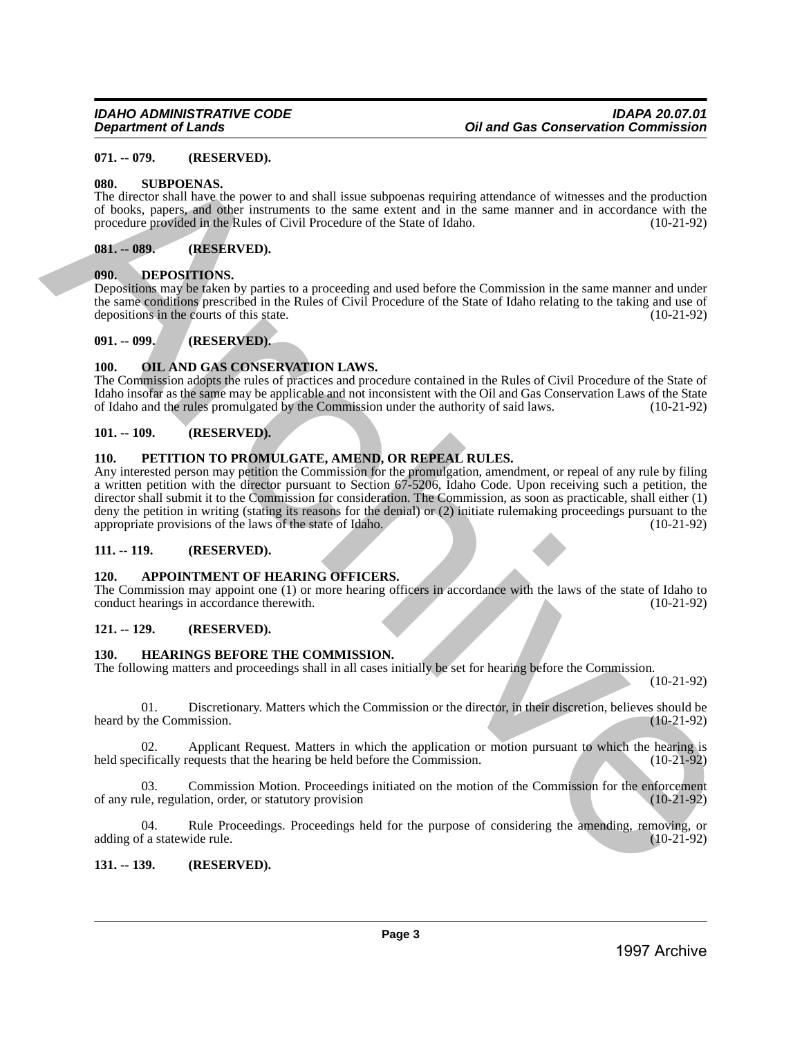**071. -- 079. (RESERVED).**

**080. SUBPOENAS.**

The director shall have the power to and shall issue subpoenas requiring attendance of witnesses and the production of books, papers, and other instruments to the same extent and in the same manner and in accordance with the procedure provided in the Rules of Civil Procedure of the State of Idaho. (10-21-92)

**081. -- 089. (RESERVED).**

**090. DEPOSITIONS.**

Depositions may be taken by parties to a proceeding and used before the Commission in the same manner and under the same conditions prescribed in the Rules of Civil Procedure of the State of Idaho relating to the taking and use of depositions in the courts of this state. (10-21-92)

**091. -- 099. (RESERVED).**

**100. OIL AND GAS CONSERVATION LAWS.**

The Commission adopts the rules of practices and procedure contained in the Rules of Civil Procedure of the State of Idaho insofar as the same may be applicable and not inconsistent with the Oil and Gas Conservation Laws of the State of Idaho and the rules promulgated by the Commission under the authority of said laws. (10-21-92)

**101. -- 109. (RESERVED).**

**110. PETITION TO PROMULGATE, AMEND, OR REPEAL RULES.**

Any interested person may petition the Commission for the promulgation, amendment, or repeal of any rule by filing a written petition with the director pursuant to Section 67-5206, Idaho Code. Upon receiving such a petition, the director shall submit it to the Commission for consideration. The Commission, as soon as practicable, shall either (1) deny the petition in writing (stating its reasons for the denial) or (2) initiate rulemaking proceedings pursuant to the appropriate provisions of the laws of the state of Idaho. (10-21-92)

**111. -- 119. (RESERVED).**

**120. APPOINTMENT OF HEARING OFFICERS.**

The Commission may appoint one (1) or more hearing officers in accordance with the laws of the state of Idaho to conduct hearings in accordance therewith. (10-21-92)

**121. -- 129. (RESERVED).**

**130. HEARINGS BEFORE THE COMMISSION.**

The following matters and proceedings shall in all cases initially be set for hearing before the Commission. (10-21-92)

01. Discretionary. Matters which the Commission or the director, in their discretion, believes should be heard by the Commission. (10-21-92)

02. Applicant Request. Matters in which the application or motion pursuant to which the hearing is held specifically requests that the hearing be held before the Commission. (10-21-92)

03. Commission Motion. Proceedings initiated on the motion of the Commission for the enforcement of any rule, regulation, order, or statutory provision (10-21-92)

04. Rule Proceedings. Proceedings held for the purpose of considering the amending, removing, or adding of a statewide rule. (10-21-92)

**131. -- 139. (RESERVED).**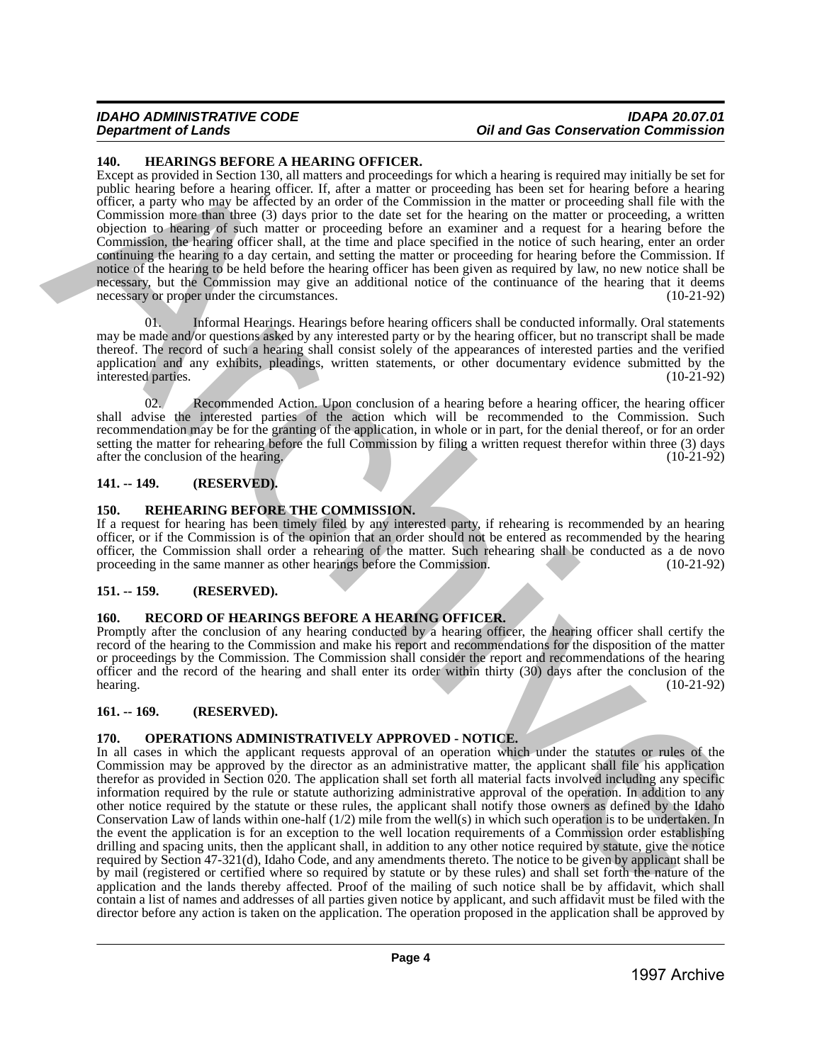### 140. HEARINGS BEFORE A HEARING OFFICER.

Except as provided in Section 130, all matters and proceedings for which a hearing is required may initially be set for public hearing before a hearing officer. If, after a matter or proceeding has been set for hearing before a hearing officer, a party who may be affected by an order of the Commission in the matter or proceeding shall file with the Commission more than three (3) days prior to the date set for the hearing on the matter or proceeding, a written objection to hearing of such matter or proceeding before an examiner and a request for a hearing before the Commission, the hearing officer shall, at the time and place specified in the notice of such hearing, enter an order continuing the hearing to a day certain, and setting the matter or proceeding for hearing before the Commission. If notice of the hearing to be held before the hearing officer has been given as required by law, no new notice shall be necessary, but the Commission may give an additional notice of the continuance of the hearing that it deems necessary or proper under the circumstances. (10-21-92)

01. Informal Hearings. Hearings before hearing officers shall be conducted informally. Oral statements may be made and/or questions asked by any interested party or by the hearing officer, but no transcript shall be made thereof. The record of such a hearing shall consist solely of the appearances of interested parties and the verified application and any exhibits, pleadings, written statements, or other documentary evidence submitted by the interested parties. (10-21-92)

02. Recommended Action. Upon conclusion of a hearing before a hearing officer, the hearing officer shall advise the interested parties of the action which will be recommended to the Commission. Such recommendation may be for the granting of the application, in whole or in part, for the denial thereof, or for an order setting the matter for rehearing before the full Commission by filing a written request therefor within three (3) days after the conclusion of the hearing. (10-21-92)

### 141. -- 149. (RESERVED).

### 150. REHEARING BEFORE THE COMMISSION.

If a request for hearing has been timely filed by any interested party, if rehearing is recommended by an hearing officer, or if the Commission is of the opinion that an order should not be entered as recommended by the hearing officer, the Commission shall order a rehearing of the matter. Such rehearing shall be conducted as a de novo proceeding in the same manner as other hearings before the Commission. (10-21-92)

### 151. -- 159. (RESERVED).

### 160. RECORD OF HEARINGS BEFORE A HEARING OFFICER.

Promptly after the conclusion of any hearing conducted by a hearing officer, the hearing officer shall certify the record of the hearing to the Commission and make his report and recommendations for the disposition of the matter or proceedings by the Commission. The Commission shall consider the report and recommendations of the hearing officer and the record of the hearing and shall enter its order within thirty (30) days after the conclusion of the hearing. (10-21-92)

### 161. -- 169. (RESERVED).

### 170. OPERATIONS ADMINISTRATIVELY APPROVED - NOTICE.

In all cases in which the applicant requests approval of an operation which under the statutes or rules of the Commission may be approved by the director as an administrative matter, the applicant shall file his application therefor as provided in Section 020. The application shall set forth all material facts involved including any specific information required by the rule or statute authorizing administrative approval of the operation. In addition to any other notice required by the statute or these rules, the applicant shall notify those owners as defined by the Idaho Conservation Law of lands within one-half (1/2) mile from the well(s) in which such operation is to be undertaken. In the event the application is for an exception to the well location requirements of a Commission order establishing drilling and spacing units, then the applicant shall, in addition to any other notice required by statute, give the notice required by Section 47-321(d), Idaho Code, and any amendments thereto. The notice to be given by applicant shall be by mail (registered or certified where so required by statute or by these rules) and shall set forth the nature of the application and the lands thereby affected. Proof of the mailing of such notice shall be by affidavit, which shall contain a list of names and addresses of all parties given notice by applicant, and such affidavit must be filed with the director before any action is taken on the application. The operation proposed in the application shall be approved by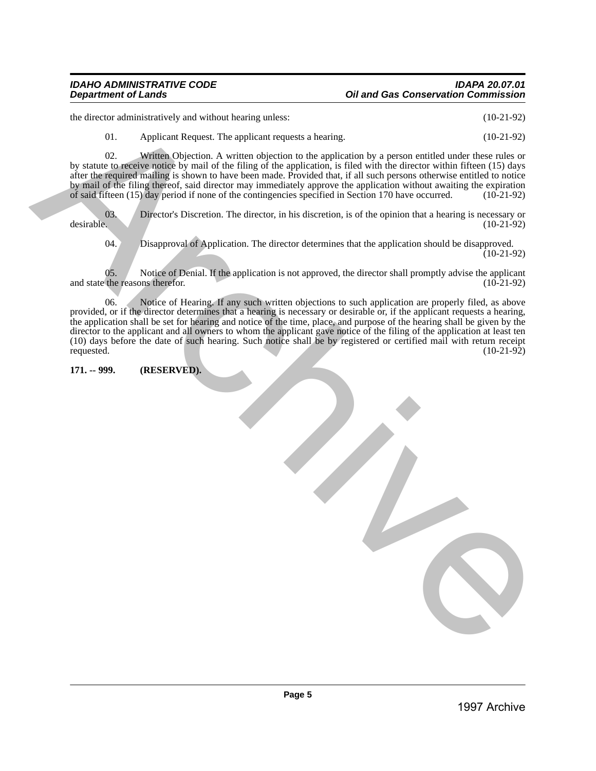the director administratively and without hearing unless: (10-21-92)

01. Applicant Request. The applicant requests a hearing. (10-21-92)

02. Written Objection. A written objection to the application by a person entitled under these rules or by statute to receive notice by mail of the filing of the application, is filed with the director within fifteen (15) days after the required mailing is shown to have been made. Provided that, if all such persons otherwise entitled to notice by mail of the filing thereof, said director may immediately approve the application without awaiting the expiration of said fifteen (15) day period if none of the contingencies specified in Section 170 have occurred. (10-21-92)

03. Director's Discretion. The director, in his discretion, is of the opinion that a hearing is necessary or desirable. (10-21-92)

04. Disapproval of Application. The director determines that the application should be disapproved. (10-21-92)

05. Notice of Denial. If the application is not approved, the director shall promptly advise the applicant and state the reasons therefor. (10-21-92)

06. Notice of Hearing. If any such written objections to such application are properly filed, as above provided, or if the director determines that a hearing is necessary or desirable or, if the applicant requests a hearing, the application shall be set for hearing and notice of the time, place, and purpose of the hearing shall be given by the director to the applicant and all owners to whom the applicant gave notice of the filing of the application at least ten (10) days before the date of such hearing. Such notice shall be by registered or certified mail with return receipt requested. (10-21-92)

**171. -- 999. (RESERVED).**